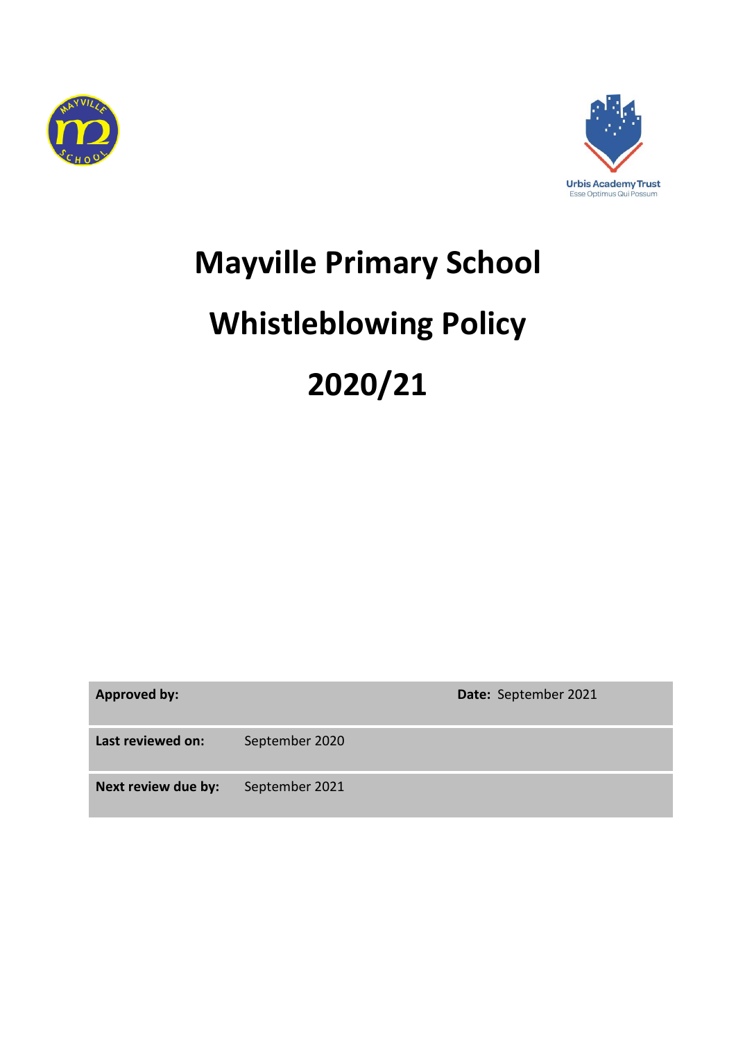# Mayville Primary School

# Whistleblowing Policy

# 2020/21

| **Approved by:** | | **Date:** September 2021 |
|---|---|---|
| **Last reviewed on:** | September 2020 | |
| **Next review due by:** | September 2021 | |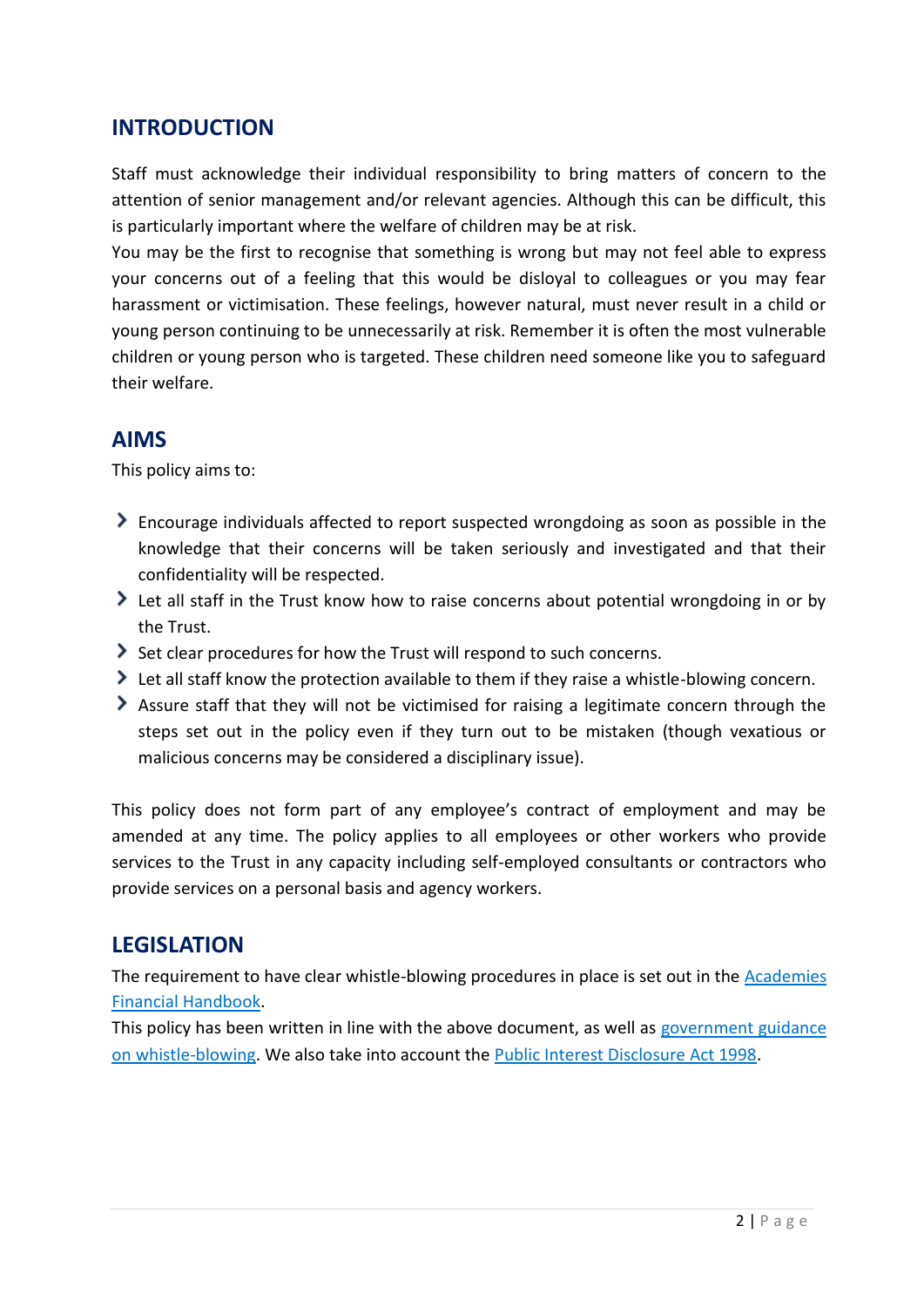## INTRODUCTION

Staff must acknowledge their individual responsibility to bring matters of concern to the attention of senior management and/or relevant agencies. Although this can be difficult, this is particularly important where the welfare of children may be at risk.
You may be the first to recognise that something is wrong but may not feel able to express your concerns out of a feeling that this would be disloyal to colleagues or you may fear harassment or victimisation. These feelings, however natural, must never result in a child or young person continuing to be unnecessarily at risk. Remember it is often the most vulnerable children or young person who is targeted. These children need someone like you to safeguard their welfare.

## AIMS

This policy aims to:

- Encourage individuals affected to report suspected wrongdoing as soon as possible in the knowledge that their concerns will be taken seriously and investigated and that their confidentiality will be respected.
- Let all staff in the Trust know how to raise concerns about potential wrongdoing in or by the Trust.
- Set clear procedures for how the Trust will respond to such concerns.
- Let all staff know the protection available to them if they raise a whistle-blowing concern.
- Assure staff that they will not be victimised for raising a legitimate concern through the steps set out in the policy even if they turn out to be mistaken (though vexatious or malicious concerns may be considered a disciplinary issue).

This policy does not form part of any employee's contract of employment and may be amended at any time. The policy applies to all employees or other workers who provide services to the Trust in any capacity including self-employed consultants or contractors who provide services on a personal basis and agency workers.

## LEGISLATION

The requirement to have clear whistle-blowing procedures in place is set out in the Academies Financial Handbook.
This policy has been written in line with the above document, as well as government guidance on whistle-blowing. We also take into account the Public Interest Disclosure Act 1998.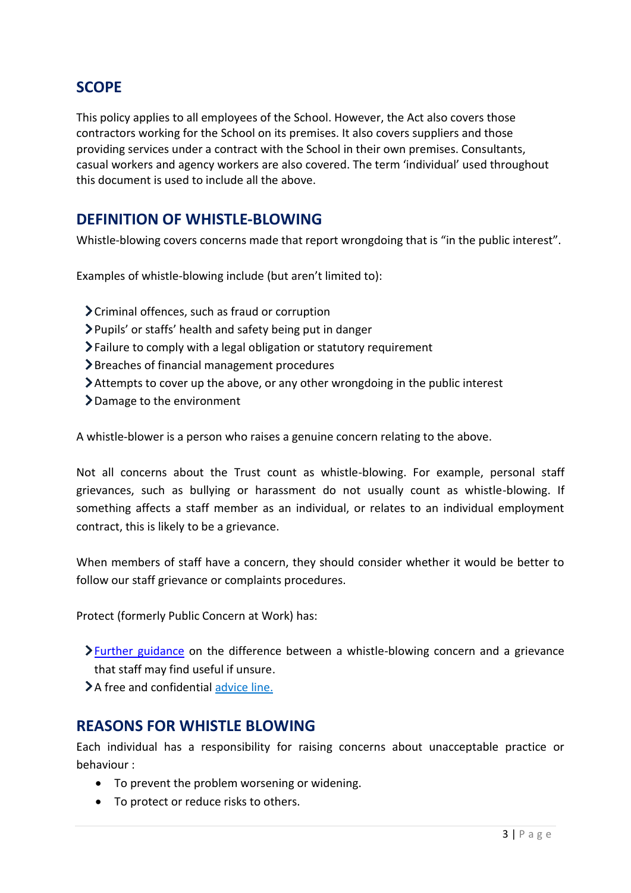## SCOPE

This policy applies to all employees of the School. However, the Act also covers those contractors working for the School on its premises. It also covers suppliers and those providing services under a contract with the School in their own premises. Consultants, casual workers and agency workers are also covered. The term 'individual' used throughout this document is used to include all the above.

## DEFINITION OF WHISTLE-BLOWING

Whistle-blowing covers concerns made that report wrongdoing that is "in the public interest".

Examples of whistle-blowing include (but aren't limited to):

- Criminal offences, such as fraud or corruption
- Pupils' or staffs' health and safety being put in danger
- Failure to comply with a legal obligation or statutory requirement
- Breaches of financial management procedures
- Attempts to cover up the above, or any other wrongdoing in the public interest
- Damage to the environment

A whistle-blower is a person who raises a genuine concern relating to the above.

Not all concerns about the Trust count as whistle-blowing. For example, personal staff grievances, such as bullying or harassment do not usually count as whistle-blowing. If something affects a staff member as an individual, or relates to an individual employment contract, this is likely to be a grievance.

When members of staff have a concern, they should consider whether it would be better to follow our staff grievance or complaints procedures.

Protect (formerly Public Concern at Work) has:

- Further guidance on the difference between a whistle-blowing concern and a grievance that staff may find useful if unsure.
- A free and confidential advice line.

## REASONS FOR WHISTLE BLOWING

Each individual has a responsibility for raising concerns about unacceptable practice or behaviour :

- To prevent the problem worsening or widening.
- To protect or reduce risks to others.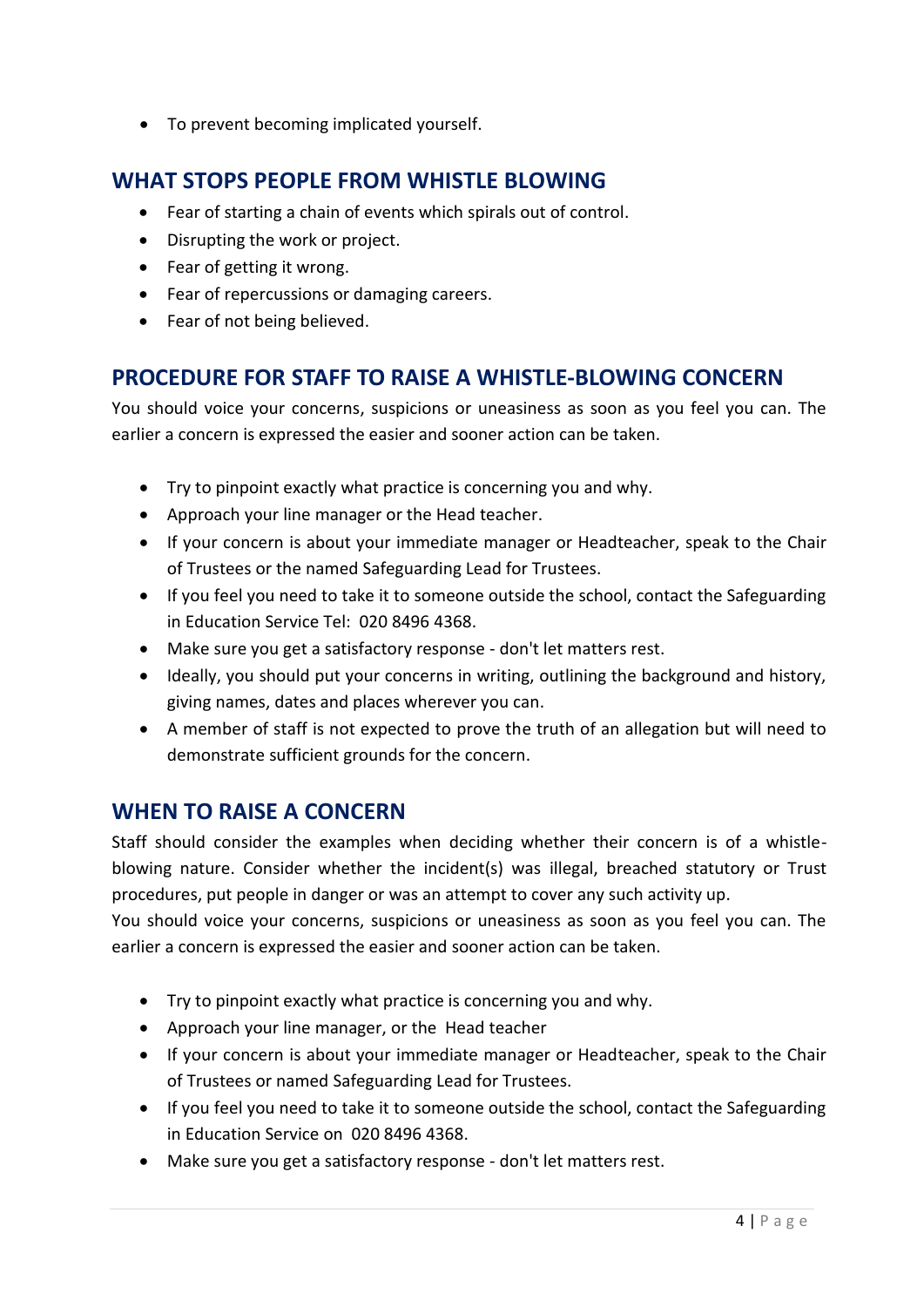- To prevent becoming implicated yourself.

## WHAT STOPS PEOPLE FROM WHISTLE BLOWING

- Fear of starting a chain of events which spirals out of control.
- Disrupting the work or project.
- Fear of getting it wrong.
- Fear of repercussions or damaging careers.
- Fear of not being believed.

## PROCEDURE FOR STAFF TO RAISE A WHISTLE-BLOWING CONCERN

You should voice your concerns, suspicions or uneasiness as soon as you feel you can. The earlier a concern is expressed the easier and sooner action can be taken.

- Try to pinpoint exactly what practice is concerning you and why.
- Approach your line manager or the Head teacher.
- If your concern is about your immediate manager or Headteacher, speak to the Chair of Trustees or the named Safeguarding Lead for Trustees.
- If you feel you need to take it to someone outside the school, contact the Safeguarding in Education Service Tel: 020 8496 4368.
- Make sure you get a satisfactory response - don't let matters rest.
- Ideally, you should put your concerns in writing, outlining the background and history, giving names, dates and places wherever you can.
- A member of staff is not expected to prove the truth of an allegation but will need to demonstrate sufficient grounds for the concern.

## WHEN TO RAISE A CONCERN

Staff should consider the examples when deciding whether their concern is of a whistle-blowing nature. Consider whether the incident(s) was illegal, breached statutory or Trust procedures, put people in danger or was an attempt to cover any such activity up.
You should voice your concerns, suspicions or uneasiness as soon as you feel you can. The earlier a concern is expressed the easier and sooner action can be taken.

- Try to pinpoint exactly what practice is concerning you and why.
- Approach your line manager, or the Head teacher
- If your concern is about your immediate manager or Headteacher, speak to the Chair of Trustees or named Safeguarding Lead for Trustees.
- If you feel you need to take it to someone outside the school, contact the Safeguarding in Education Service on 020 8496 4368.
- Make sure you get a satisfactory response - don't let matters rest.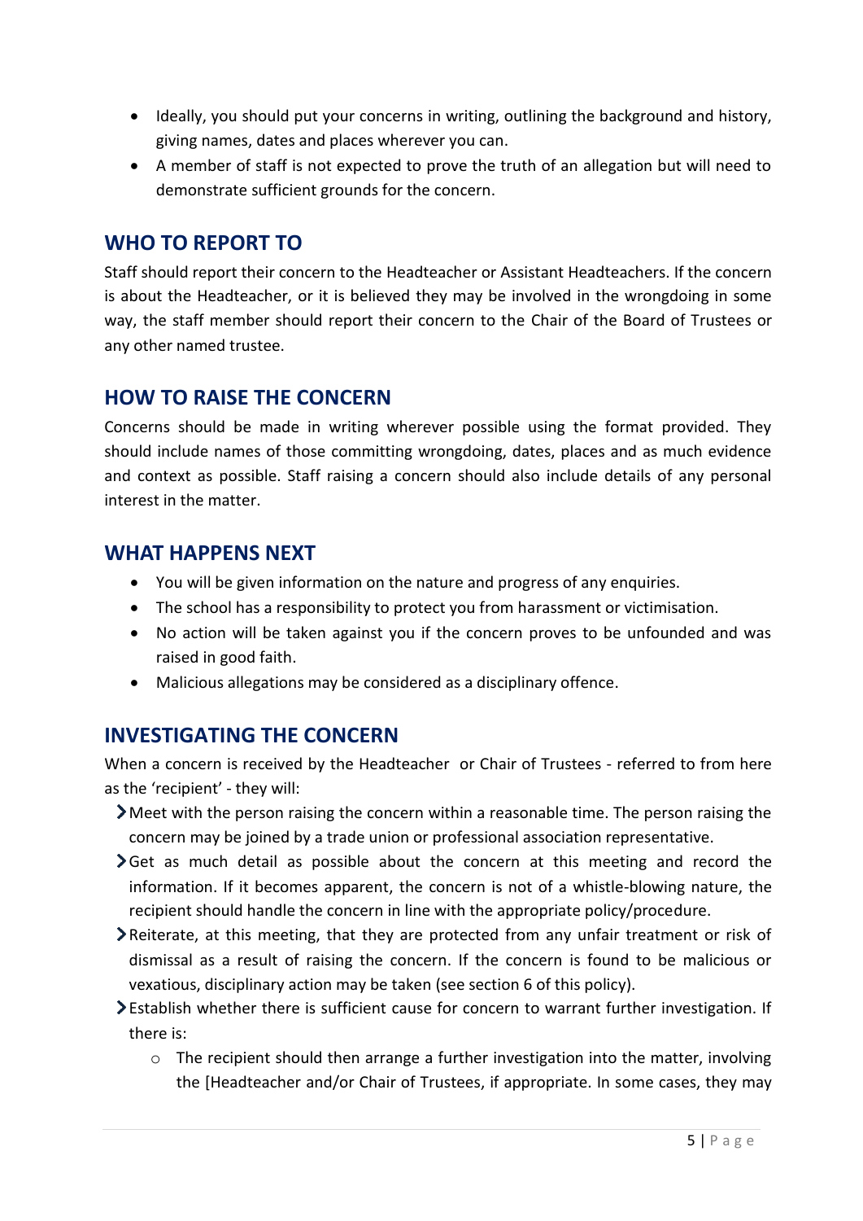- Ideally, you should put your concerns in writing, outlining the background and history, giving names, dates and places wherever you can.
- A member of staff is not expected to prove the truth of an allegation but will need to demonstrate sufficient grounds for the concern.

## WHO TO REPORT TO

Staff should report their concern to the Headteacher or Assistant Headteachers. If the concern is about the Headteacher, or it is believed they may be involved in the wrongdoing in some way, the staff member should report their concern to the Chair of the Board of Trustees or any other named trustee.

## HOW TO RAISE THE CONCERN

Concerns should be made in writing wherever possible using the format provided. They should include names of those committing wrongdoing, dates, places and as much evidence and context as possible. Staff raising a concern should also include details of any personal interest in the matter.

## WHAT HAPPENS NEXT

- You will be given information on the nature and progress of any enquiries.
- The school has a responsibility to protect you from harassment or victimisation.
- No action will be taken against you if the concern proves to be unfounded and was raised in good faith.
- Malicious allegations may be considered as a disciplinary offence.

## INVESTIGATING THE CONCERN

When a concern is received by the Headteacher or Chair of Trustees - referred to from here as the 'recipient' - they will:

- Meet with the person raising the concern within a reasonable time. The person raising the concern may be joined by a trade union or professional association representative.
- Get as much detail as possible about the concern at this meeting and record the information. If it becomes apparent, the concern is not of a whistle-blowing nature, the recipient should handle the concern in line with the appropriate policy/procedure.
- Reiterate, at this meeting, that they are protected from any unfair treatment or risk of dismissal as a result of raising the concern. If the concern is found to be malicious or vexatious, disciplinary action may be taken (see section 6 of this policy).
- Establish whether there is sufficient cause for concern to warrant further investigation. If there is:
    - The recipient should then arrange a further investigation into the matter, involving the [Headteacher and/or Chair of Trustees, if appropriate. In some cases, they may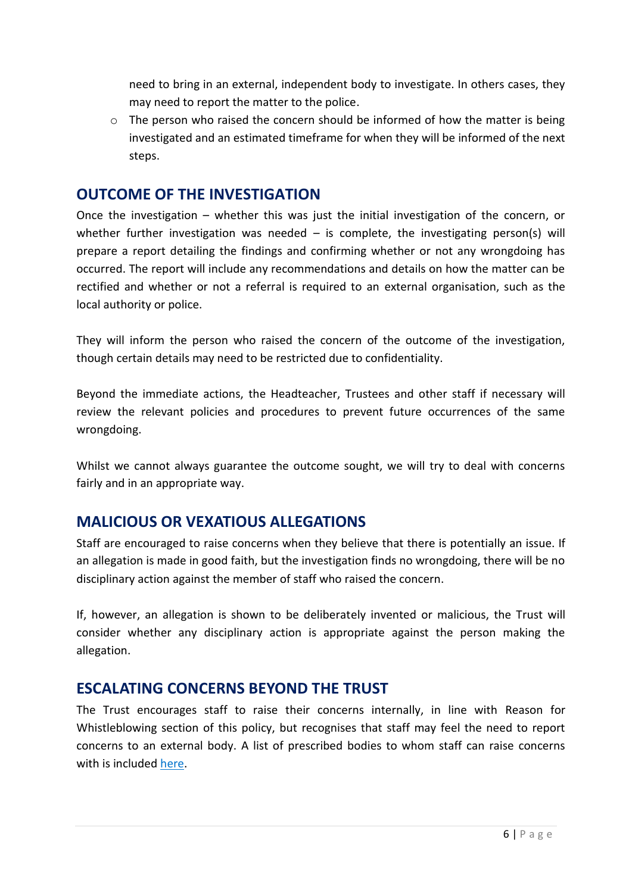need to bring in an external, independent body to investigate. In others cases, they may need to report the matter to the police.

- The person who raised the concern should be informed of how the matter is being investigated and an estimated timeframe for when they will be informed of the next steps.

## OUTCOME OF THE INVESTIGATION

Once the investigation – whether this was just the initial investigation of the concern, or whether further investigation was needed – is complete, the investigating person(s) will prepare a report detailing the findings and confirming whether or not any wrongdoing has occurred. The report will include any recommendations and details on how the matter can be rectified and whether or not a referral is required to an external organisation, such as the local authority or police.

They will inform the person who raised the concern of the outcome of the investigation, though certain details may need to be restricted due to confidentiality.

Beyond the immediate actions, the Headteacher, Trustees and other staff if necessary will review the relevant policies and procedures to prevent future occurrences of the same wrongdoing.

Whilst we cannot always guarantee the outcome sought, we will try to deal with concerns fairly and in an appropriate way.

## MALICIOUS OR VEXATIOUS ALLEGATIONS

Staff are encouraged to raise concerns when they believe that there is potentially an issue. If an allegation is made in good faith, but the investigation finds no wrongdoing, there will be no disciplinary action against the member of staff who raised the concern.

If, however, an allegation is shown to be deliberately invented or malicious, the Trust will consider whether any disciplinary action is appropriate against the person making the allegation.

## ESCALATING CONCERNS BEYOND THE TRUST

The Trust encourages staff to raise their concerns internally, in line with Reason for Whistleblowing section of this policy, but recognises that staff may feel the need to report concerns to an external body. A list of prescribed bodies to whom staff can raise concerns with is included here.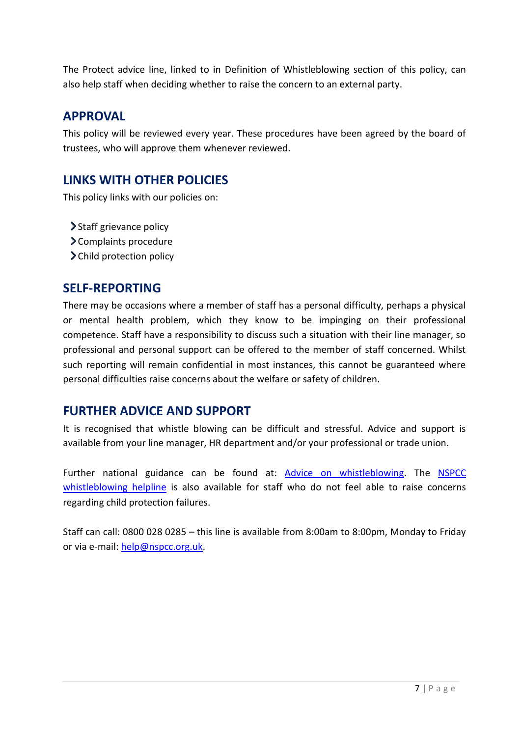The Protect advice line, linked to in Definition of Whistleblowing section of this policy, can also help staff when deciding whether to raise the concern to an external party.

## APPROVAL

This policy will be reviewed every year. These procedures have been agreed by the board of trustees, who will approve them whenever reviewed.

## LINKS WITH OTHER POLICIES

This policy links with our policies on:

- Staff grievance policy
- Complaints procedure
- Child protection policy

## SELF-REPORTING

There may be occasions where a member of staff has a personal difficulty, perhaps a physical or mental health problem, which they know to be impinging on their professional competence. Staff have a responsibility to discuss such a situation with their line manager, so professional and personal support can be offered to the member of staff concerned. Whilst such reporting will remain confidential in most instances, this cannot be guaranteed where personal difficulties raise concerns about the welfare or safety of children.

## FURTHER ADVICE AND SUPPORT

It is recognised that whistle blowing can be difficult and stressful. Advice and support is available from your line manager, HR department and/or your professional or trade union.

Further national guidance can be found at: Advice on whistleblowing. The NSPCC whistleblowing helpline is also available for staff who do not feel able to raise concerns regarding child protection failures.

Staff can call: 0800 028 0285 – this line is available from 8:00am to 8:00pm, Monday to Friday or via e-mail: help@nspcc.org.uk.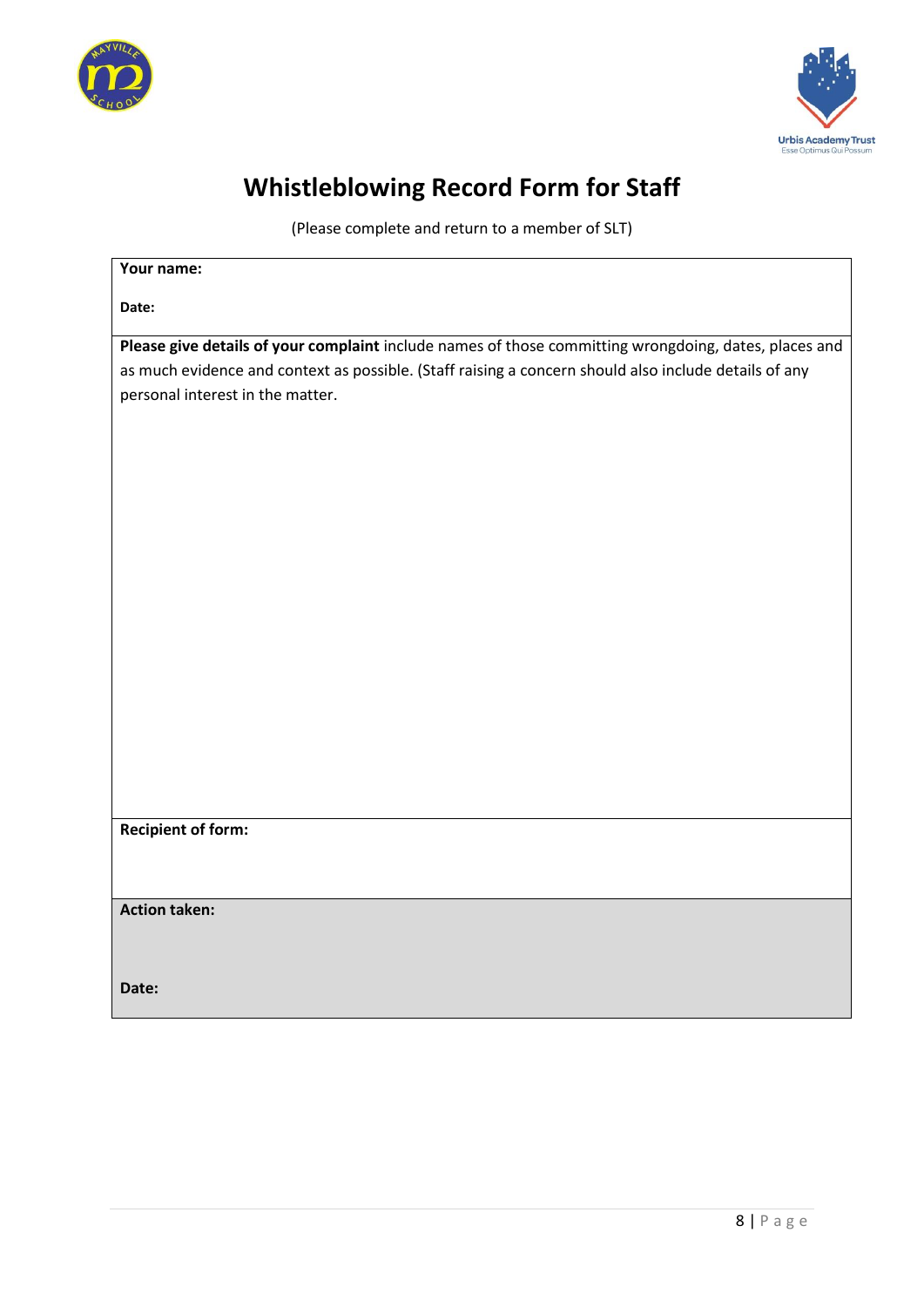# Whistleblowing Record Form for Staff

(Please complete and return to a member of SLT)

| |
|---|
| **Your name:**<br><br>**Date:** |
| **Please give details of your complaint** include names of those committing wrongdoing, dates, places and as much evidence and context as possible. (Staff raising a concern should also include details of any personal interest in the matter. |
| **Recipient of form:** |
| **Action taken:**<br><br>**Date:** |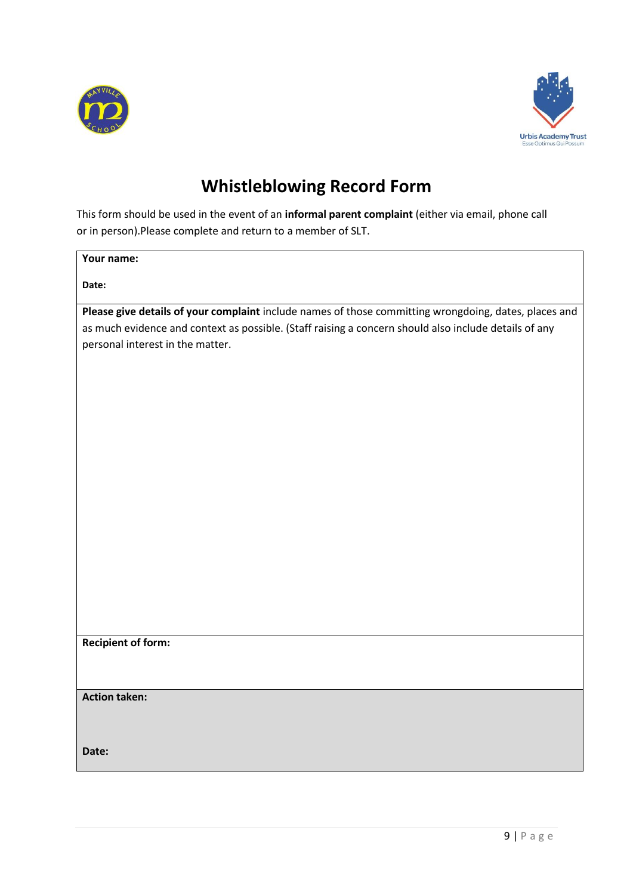# Whistleblowing Record Form

This form should be used in the event of an **informal parent complaint** (either via email, phone call or in person).Please complete and return to a member of SLT.

| |
|---|
| **Your name:**<br><br>**Date:** |
| **Please give details of your complaint** include names of those committing wrongdoing, dates, places and as much evidence and context as possible. (Staff raising a concern should also include details of any personal interest in the matter. |
| **Recipient of form:** |
| **Action taken:**<br><br>**Date:** |